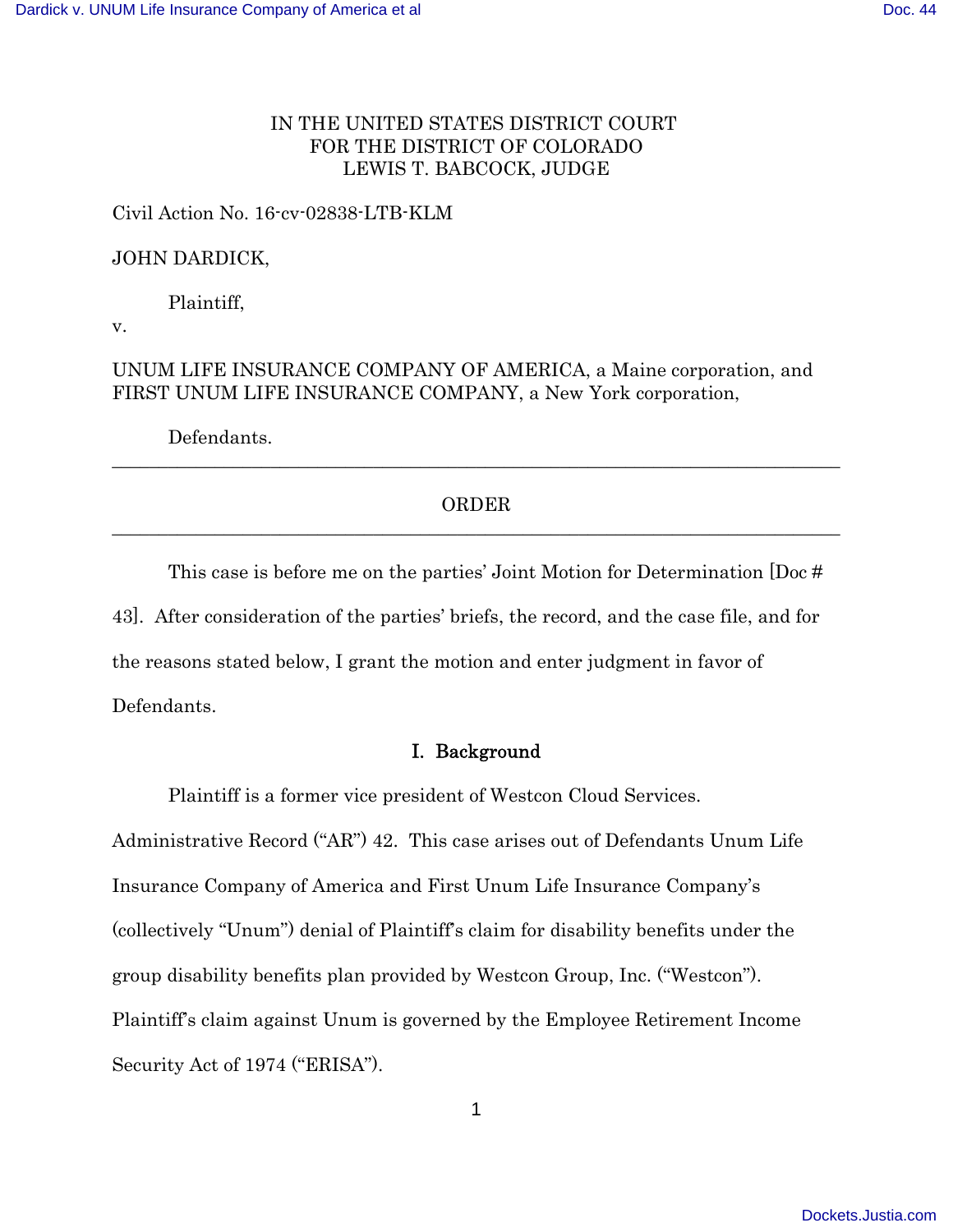IN THE UNITED STATES DISTRICT COURT
FOR THE DISTRICT OF COLORADO
LEWIS T. BABCOCK, JUDGE

Civil Action No. 16-cv-02838-LTB-KLM

JOHN DARDICK,

Plaintiff,

v.

UNUM LIFE INSURANCE COMPANY OF AMERICA, a Maine corporation, and FIRST UNUM LIFE INSURANCE COMPANY, a New York corporation,

Defendants.

---

ORDER

---

This case is before me on the parties' Joint Motion for Determination [Doc # 43]. After consideration of the parties' briefs, the record, and the case file, and for the reasons stated below, I grant the motion and enter judgment in favor of Defendants.

## I. Background

Plaintiff is a former vice president of Westcon Cloud Services. Administrative Record ("AR") 42. This case arises out of Defendants Unum Life Insurance Company of America and First Unum Life Insurance Company's (collectively "Unum") denial of Plaintiff's claim for disability benefits under the group disability benefits plan provided by Westcon Group, Inc. ("Westcon"). Plaintiff's claim against Unum is governed by the Employee Retirement Income Security Act of 1974 ("ERISA").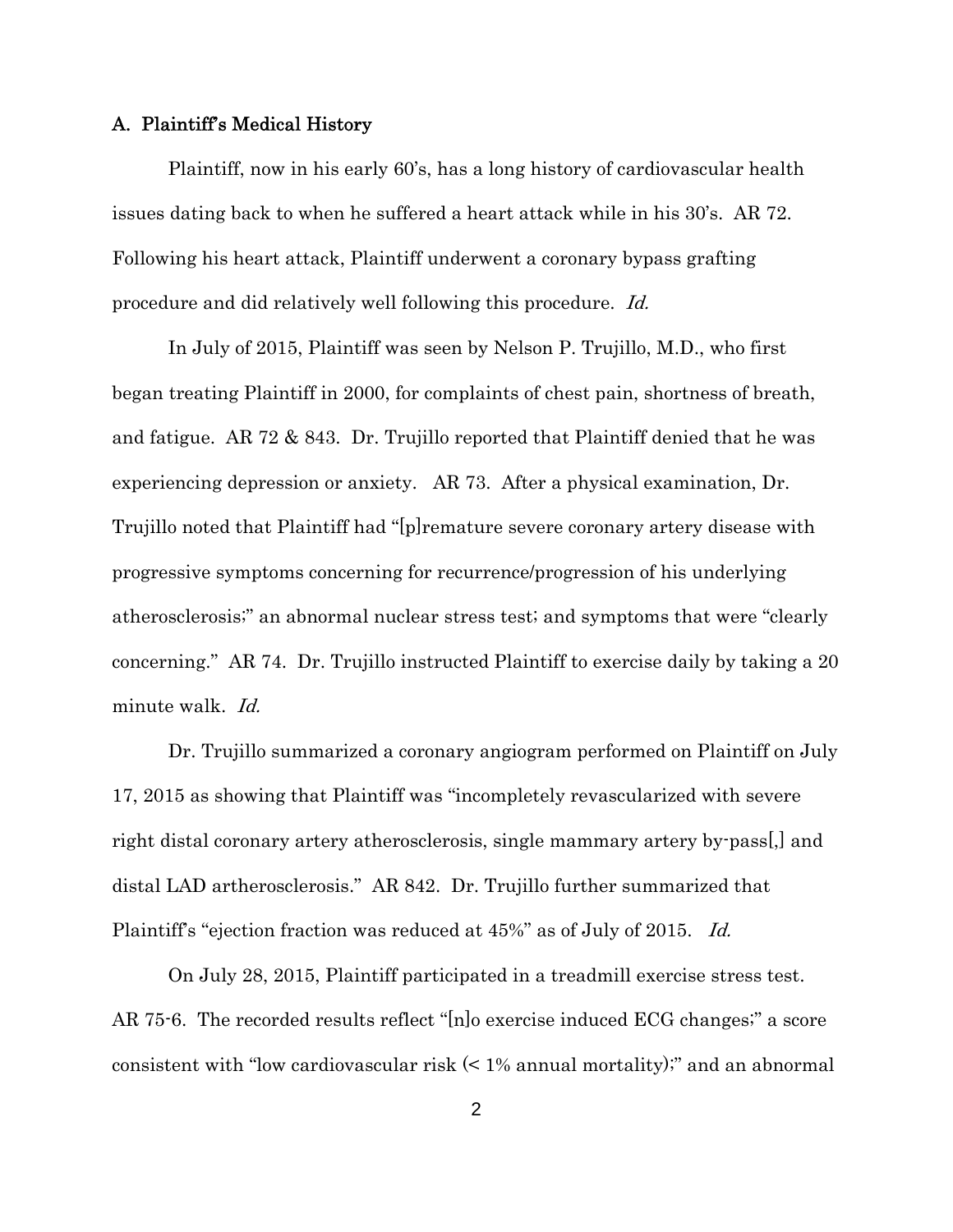### A. Plaintiff's Medical History

Plaintiff, now in his early 60's, has a long history of cardiovascular health issues dating back to when he suffered a heart attack while in his 30's. AR 72. Following his heart attack, Plaintiff underwent a coronary bypass grafting procedure and did relatively well following this procedure. *Id.*

In July of 2015, Plaintiff was seen by Nelson P. Trujillo, M.D., who first began treating Plaintiff in 2000, for complaints of chest pain, shortness of breath, and fatigue. AR 72 & 843. Dr. Trujillo reported that Plaintiff denied that he was experiencing depression or anxiety. AR 73. After a physical examination, Dr. Trujillo noted that Plaintiff had "[p]remature severe coronary artery disease with progressive symptoms concerning for recurrence/progression of his underlying atherosclerosis;" an abnormal nuclear stress test; and symptoms that were "clearly concerning." AR 74. Dr. Trujillo instructed Plaintiff to exercise daily by taking a 20 minute walk. *Id.*

Dr. Trujillo summarized a coronary angiogram performed on Plaintiff on July 17, 2015 as showing that Plaintiff was "incompletely revascularized with severe right distal coronary artery atherosclerosis, single mammary artery by-pass[,] and distal LAD artherosclerosis." AR 842. Dr. Trujillo further summarized that Plaintiff's "ejection fraction was reduced at 45%" as of July of 2015. *Id.*

On July 28, 2015, Plaintiff participated in a treadmill exercise stress test. AR 75-6. The recorded results reflect "[n]o exercise induced ECG changes;" a score consistent with "low cardiovascular risk (< 1% annual mortality);" and an abnormal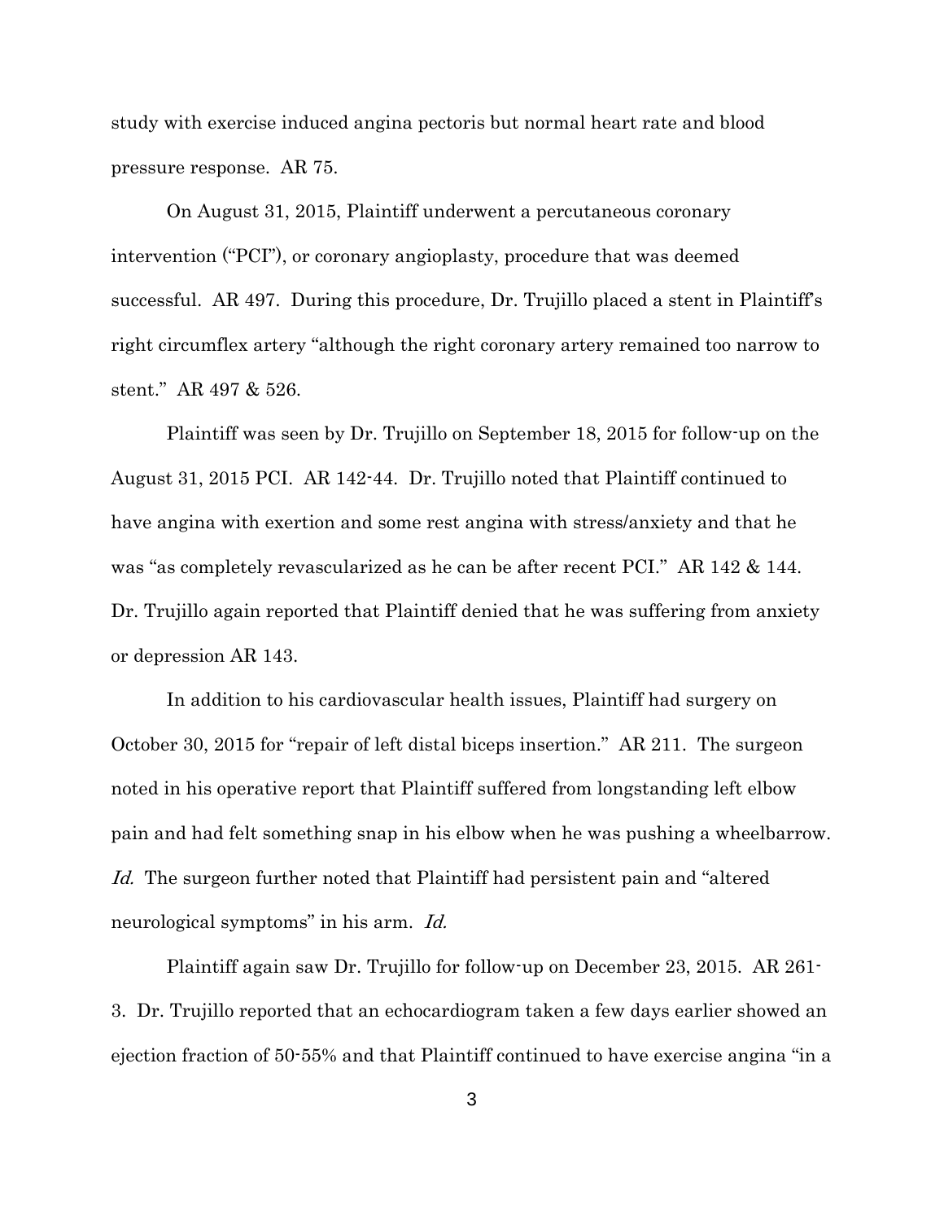study with exercise induced angina pectoris but normal heart rate and blood pressure response. AR 75.

On August 31, 2015, Plaintiff underwent a percutaneous coronary intervention ("PCI"), or coronary angioplasty, procedure that was deemed successful. AR 497. During this procedure, Dr. Trujillo placed a stent in Plaintiff's right circumflex artery "although the right coronary artery remained too narrow to stent." AR 497 & 526.

Plaintiff was seen by Dr. Trujillo on September 18, 2015 for follow-up on the August 31, 2015 PCI. AR 142-44. Dr. Trujillo noted that Plaintiff continued to have angina with exertion and some rest angina with stress/anxiety and that he was "as completely revascularized as he can be after recent PCI." AR 142 & 144. Dr. Trujillo again reported that Plaintiff denied that he was suffering from anxiety or depression AR 143.

In addition to his cardiovascular health issues, Plaintiff had surgery on October 30, 2015 for "repair of left distal biceps insertion." AR 211. The surgeon noted in his operative report that Plaintiff suffered from longstanding left elbow pain and had felt something snap in his elbow when he was pushing a wheelbarrow. *Id.* The surgeon further noted that Plaintiff had persistent pain and "altered neurological symptoms" in his arm. *Id.*

Plaintiff again saw Dr. Trujillo for follow-up on December 23, 2015. AR 261-3. Dr. Trujillo reported that an echocardiogram taken a few days earlier showed an ejection fraction of 50-55% and that Plaintiff continued to have exercise angina "in a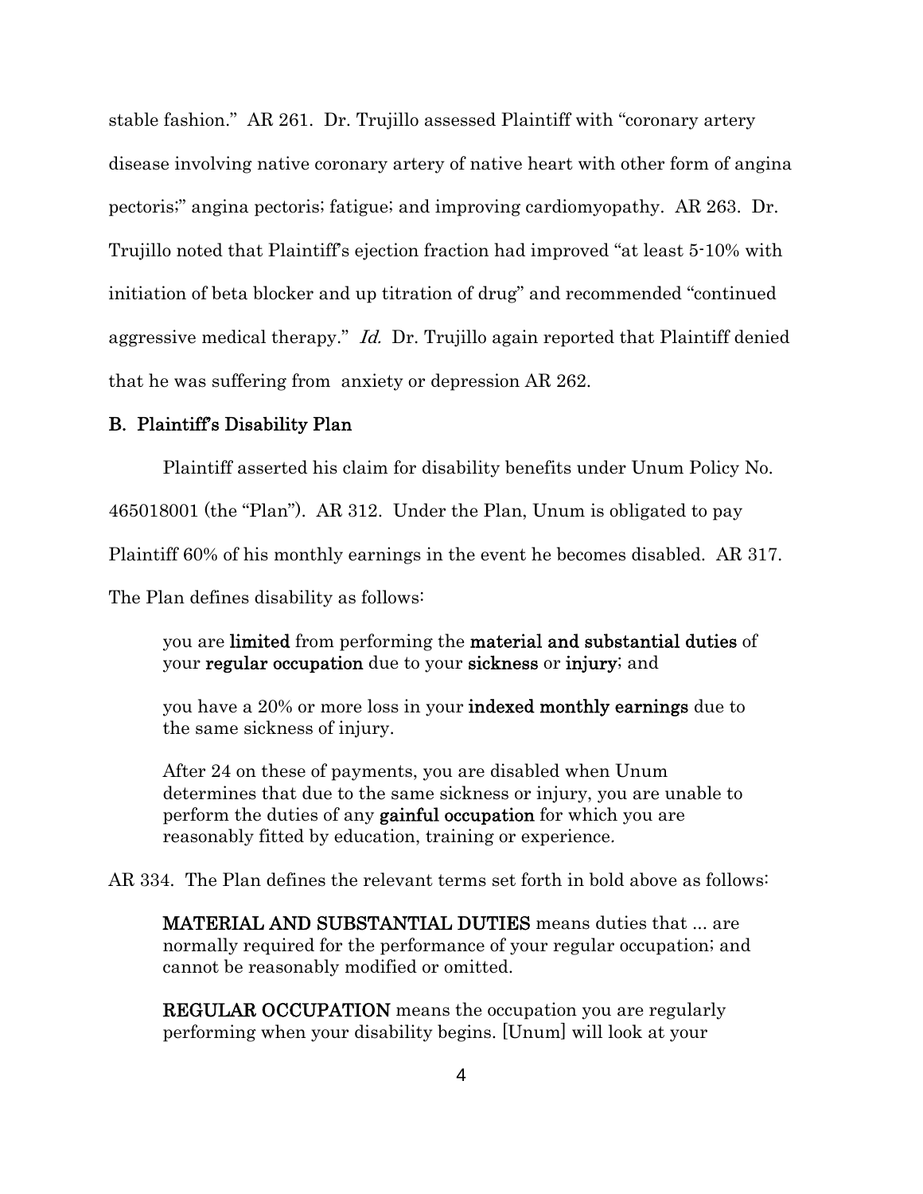stable fashion." AR 261. Dr. Trujillo assessed Plaintiff with "coronary artery disease involving native coronary artery of native heart with other form of angina pectoris;" angina pectoris; fatigue; and improving cardiomyopathy. AR 263. Dr. Trujillo noted that Plaintiff's ejection fraction had improved "at least 5-10% with initiation of beta blocker and up titration of drug" and recommended "continued aggressive medical therapy." *Id.* Dr. Trujillo again reported that Plaintiff denied that he was suffering from anxiety or depression AR 262.

### B. Plaintiff's Disability Plan

Plaintiff asserted his claim for disability benefits under Unum Policy No. 465018001 (the "Plan"). AR 312. Under the Plan, Unum is obligated to pay Plaintiff 60% of his monthly earnings in the event he becomes disabled. AR 317. The Plan defines disability as follows:

> you are **limited** from performing the **material and substantial duties** of your **regular occupation** due to your **sickness** or **injury**; and
>
> you have a 20% or more loss in your **indexed monthly earnings** due to the same sickness of injury.
>
> After 24 on these of payments, you are disabled when Unum determines that due to the same sickness or injury, you are unable to perform the duties of any **gainful occupation** for which you are reasonably fitted by education, training or experience.

AR 334. The Plan defines the relevant terms set forth in bold above as follows:

> **MATERIAL AND SUBSTANTIAL DUTIES** means duties that ... are normally required for the performance of your regular occupation; and cannot be reasonably modified or omitted.
>
> **REGULAR OCCUPATION** means the occupation you are regularly performing when your disability begins. [Unum] will look at your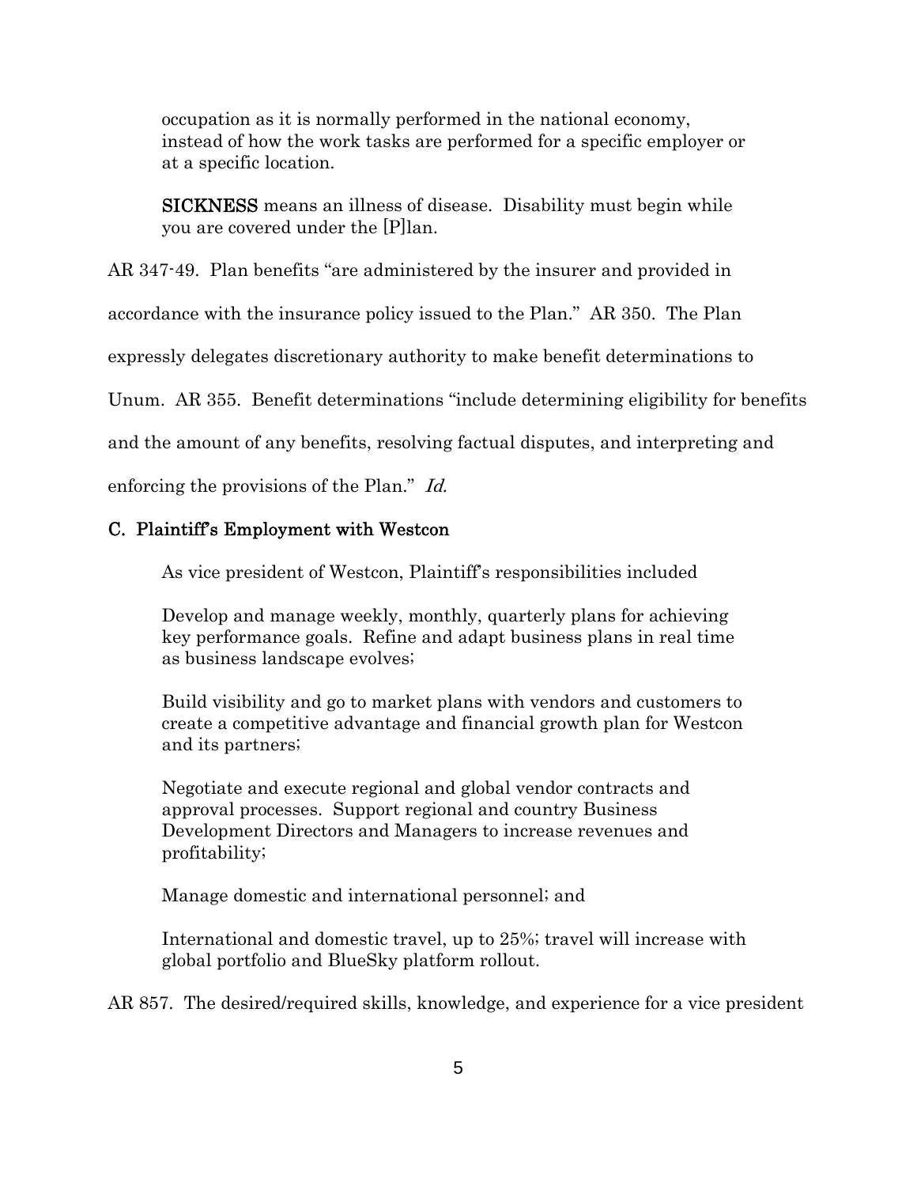> occupation as it is normally performed in the national economy, instead of how the work tasks are performed for a specific employer or at a specific location.
>
> **SICKNESS** means an illness of disease. Disability must begin while you are covered under the [P]lan.

AR 347-49. Plan benefits "are administered by the insurer and provided in accordance with the insurance policy issued to the Plan." AR 350. The Plan expressly delegates discretionary authority to make benefit determinations to Unum. AR 355. Benefit determinations "include determining eligibility for benefits and the amount of any benefits, resolving factual disputes, and interpreting and enforcing the provisions of the Plan." *Id.*

### C. Plaintiff's Employment with Westcon

As vice president of Westcon, Plaintiff's responsibilities included

> Develop and manage weekly, monthly, quarterly plans for achieving key performance goals. Refine and adapt business plans in real time as business landscape evolves;
>
> Build visibility and go to market plans with vendors and customers to create a competitive advantage and financial growth plan for Westcon and its partners;
>
> Negotiate and execute regional and global vendor contracts and approval processes. Support regional and country Business Development Directors and Managers to increase revenues and profitability;
>
> Manage domestic and international personnel; and
>
> International and domestic travel, up to 25%; travel will increase with global portfolio and BlueSky platform rollout.

AR 857. The desired/required skills, knowledge, and experience for a vice president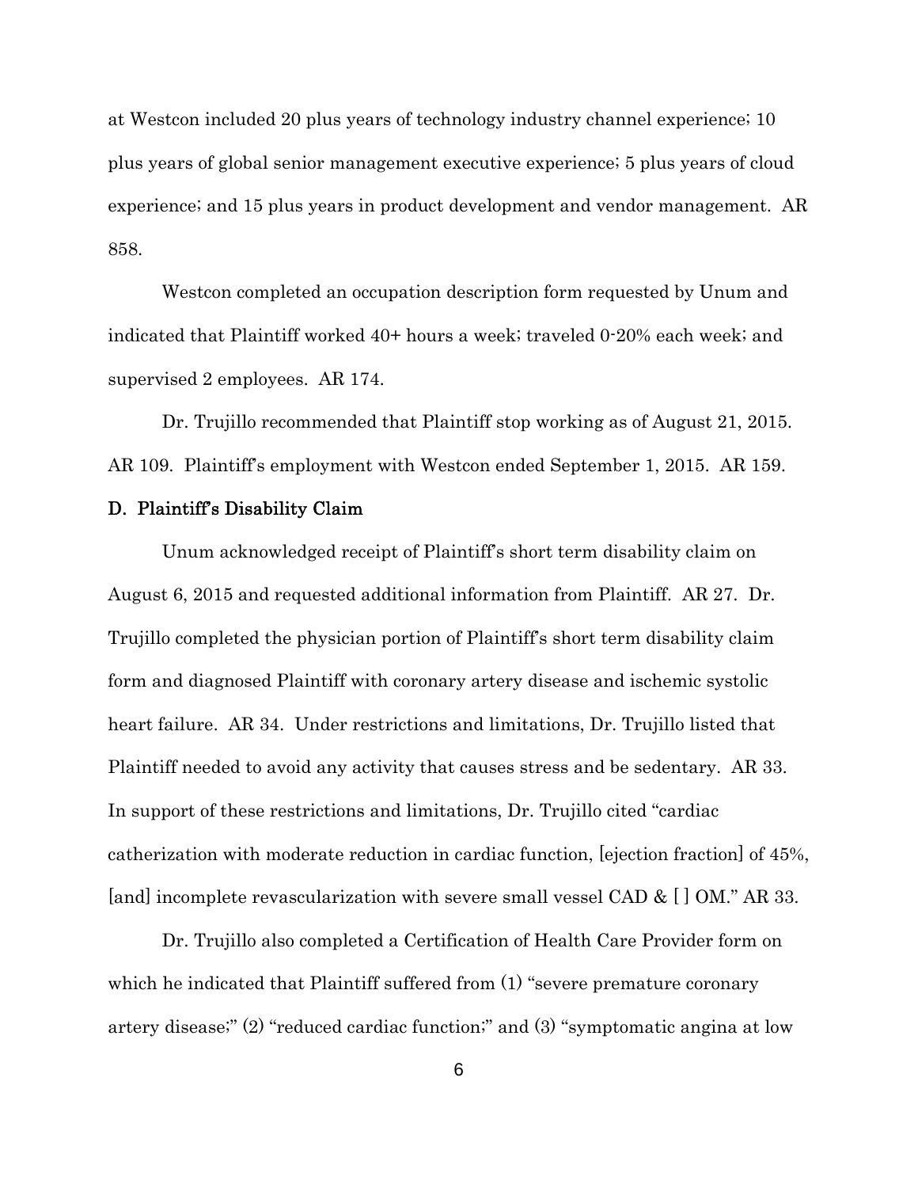at Westcon included 20 plus years of technology industry channel experience; 10 plus years of global senior management executive experience; 5 plus years of cloud experience; and 15 plus years in product development and vendor management. AR 858.

Westcon completed an occupation description form requested by Unum and indicated that Plaintiff worked 40+ hours a week; traveled 0-20% each week; and supervised 2 employees. AR 174.

Dr. Trujillo recommended that Plaintiff stop working as of August 21, 2015. AR 109. Plaintiff's employment with Westcon ended September 1, 2015. AR 159.

### D. Plaintiff's Disability Claim

Unum acknowledged receipt of Plaintiff's short term disability claim on August 6, 2015 and requested additional information from Plaintiff. AR 27. Dr. Trujillo completed the physician portion of Plaintiff's short term disability claim form and diagnosed Plaintiff with coronary artery disease and ischemic systolic heart failure. AR 34. Under restrictions and limitations, Dr. Trujillo listed that Plaintiff needed to avoid any activity that causes stress and be sedentary. AR 33. In support of these restrictions and limitations, Dr. Trujillo cited "cardiac catherization with moderate reduction in cardiac function, [ejection fraction] of 45%, [and] incomplete revascularization with severe small vessel CAD & [ ] OM." AR 33.

Dr. Trujillo also completed a Certification of Health Care Provider form on which he indicated that Plaintiff suffered from (1) "severe premature coronary artery disease;" (2) "reduced cardiac function;" and (3) "symptomatic angina at low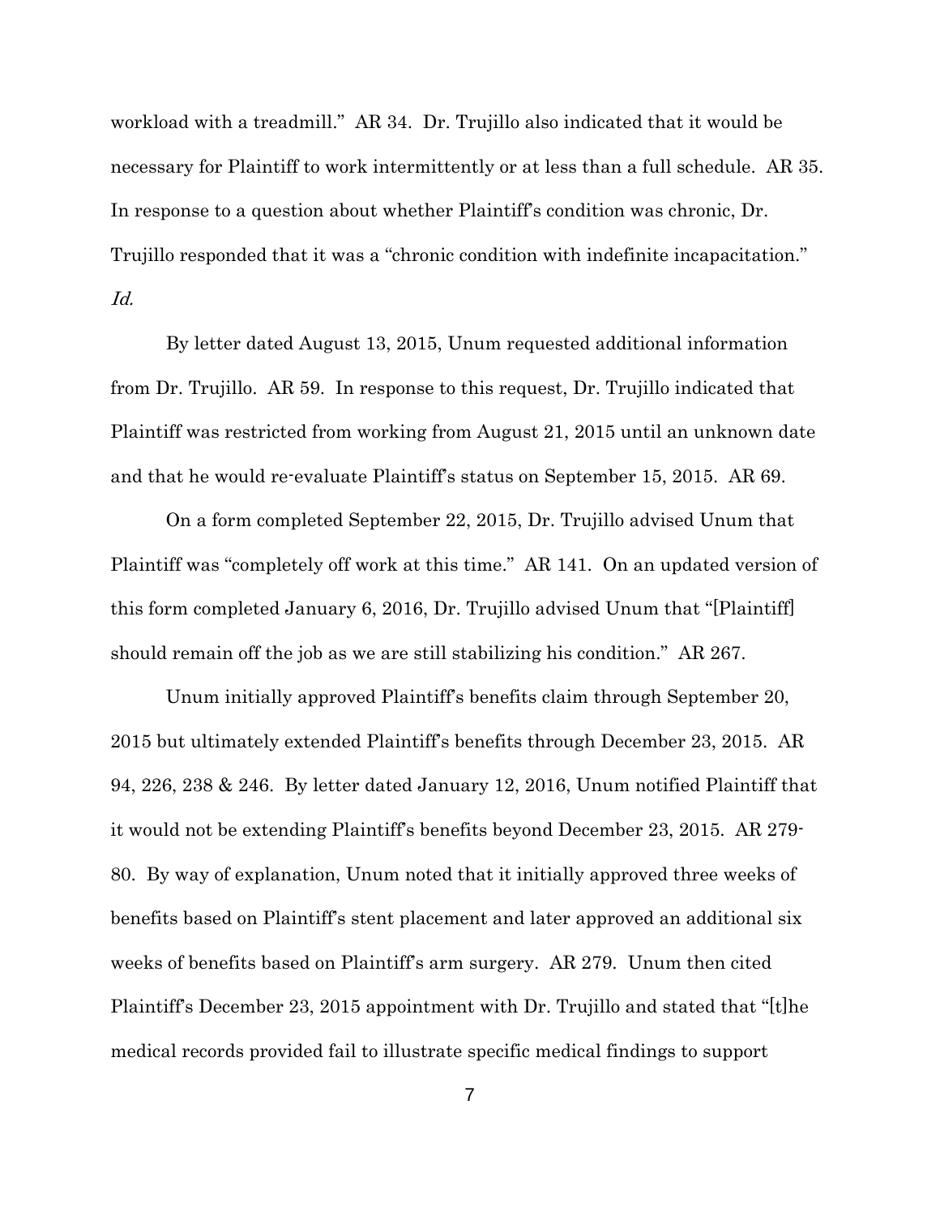workload with a treadmill." AR 34. Dr. Trujillo also indicated that it would be necessary for Plaintiff to work intermittently or at less than a full schedule. AR 35. In response to a question about whether Plaintiff's condition was chronic, Dr. Trujillo responded that it was a "chronic condition with indefinite incapacitation." *Id.*

By letter dated August 13, 2015, Unum requested additional information from Dr. Trujillo. AR 59. In response to this request, Dr. Trujillo indicated that Plaintiff was restricted from working from August 21, 2015 until an unknown date and that he would re-evaluate Plaintiff's status on September 15, 2015. AR 69.

On a form completed September 22, 2015, Dr. Trujillo advised Unum that Plaintiff was "completely off work at this time." AR 141. On an updated version of this form completed January 6, 2016, Dr. Trujillo advised Unum that "[Plaintiff] should remain off the job as we are still stabilizing his condition." AR 267.

Unum initially approved Plaintiff's benefits claim through September 20, 2015 but ultimately extended Plaintiff's benefits through December 23, 2015. AR 94, 226, 238 & 246. By letter dated January 12, 2016, Unum notified Plaintiff that it would not be extending Plaintiff's benefits beyond December 23, 2015. AR 279-80. By way of explanation, Unum noted that it initially approved three weeks of benefits based on Plaintiff's stent placement and later approved an additional six weeks of benefits based on Plaintiff's arm surgery. AR 279. Unum then cited Plaintiff's December 23, 2015 appointment with Dr. Trujillo and stated that "[t]he medical records provided fail to illustrate specific medical findings to support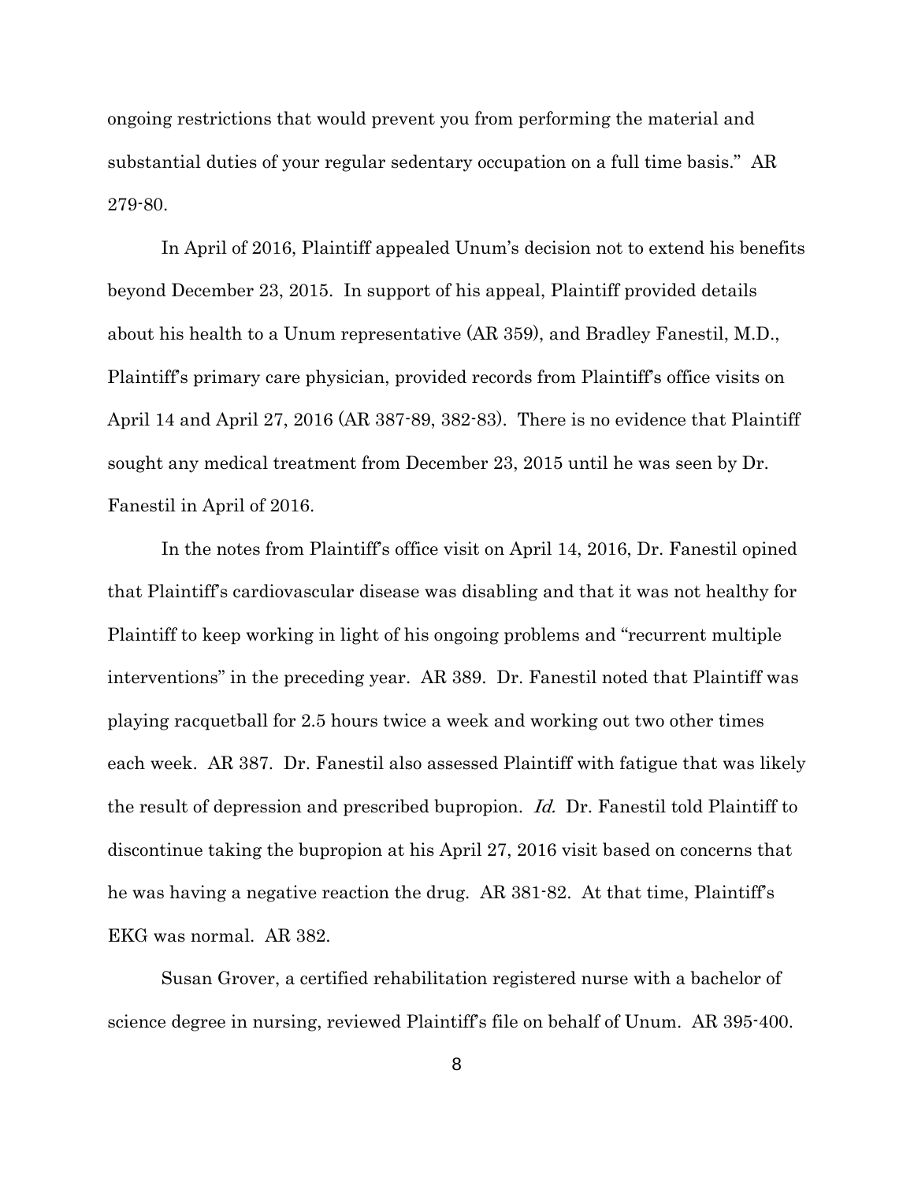ongoing restrictions that would prevent you from performing the material and substantial duties of your regular sedentary occupation on a full time basis." AR 279-80.

In April of 2016, Plaintiff appealed Unum's decision not to extend his benefits beyond December 23, 2015. In support of his appeal, Plaintiff provided details about his health to a Unum representative (AR 359), and Bradley Fanestil, M.D., Plaintiff's primary care physician, provided records from Plaintiff's office visits on April 14 and April 27, 2016 (AR 387-89, 382-83). There is no evidence that Plaintiff sought any medical treatment from December 23, 2015 until he was seen by Dr. Fanestil in April of 2016.

In the notes from Plaintiff's office visit on April 14, 2016, Dr. Fanestil opined that Plaintiff's cardiovascular disease was disabling and that it was not healthy for Plaintiff to keep working in light of his ongoing problems and "recurrent multiple interventions" in the preceding year. AR 389. Dr. Fanestil noted that Plaintiff was playing racquetball for 2.5 hours twice a week and working out two other times each week. AR 387. Dr. Fanestil also assessed Plaintiff with fatigue that was likely the result of depression and prescribed bupropion. *Id.* Dr. Fanestil told Plaintiff to discontinue taking the bupropion at his April 27, 2016 visit based on concerns that he was having a negative reaction the drug. AR 381-82. At that time, Plaintiff's EKG was normal. AR 382.

Susan Grover, a certified rehabilitation registered nurse with a bachelor of science degree in nursing, reviewed Plaintiff's file on behalf of Unum. AR 395-400.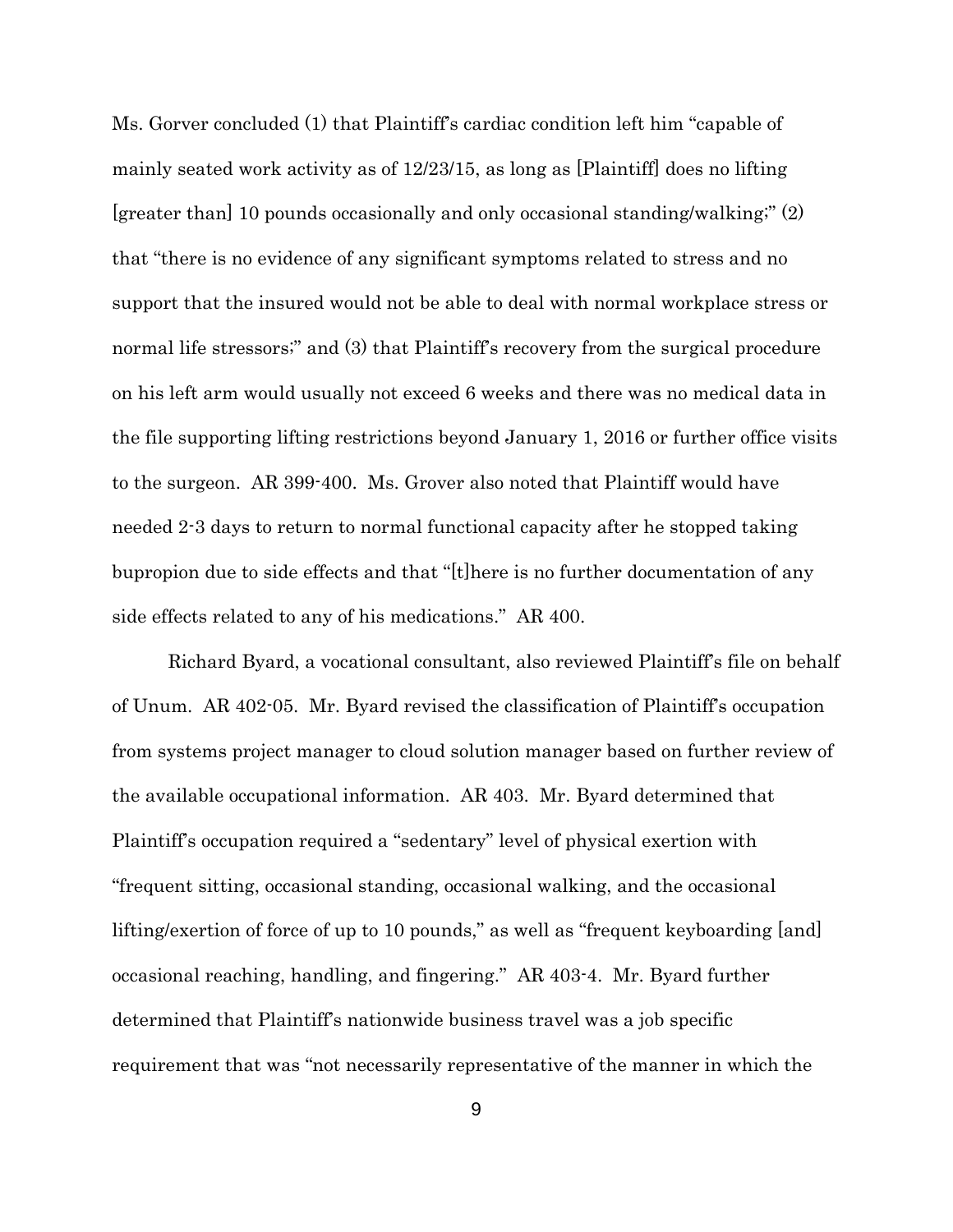Ms. Gorver concluded (1) that Plaintiff's cardiac condition left him "capable of mainly seated work activity as of 12/23/15, as long as [Plaintiff] does no lifting [greater than] 10 pounds occasionally and only occasional standing/walking;" (2) that "there is no evidence of any significant symptoms related to stress and no support that the insured would not be able to deal with normal workplace stress or normal life stressors;" and (3) that Plaintiff's recovery from the surgical procedure on his left arm would usually not exceed 6 weeks and there was no medical data in the file supporting lifting restrictions beyond January 1, 2016 or further office visits to the surgeon. AR 399-400. Ms. Grover also noted that Plaintiff would have needed 2-3 days to return to normal functional capacity after he stopped taking bupropion due to side effects and that "[t]here is no further documentation of any side effects related to any of his medications." AR 400.

Richard Byard, a vocational consultant, also reviewed Plaintiff's file on behalf of Unum. AR 402-05. Mr. Byard revised the classification of Plaintiff's occupation from systems project manager to cloud solution manager based on further review of the available occupational information. AR 403. Mr. Byard determined that Plaintiff's occupation required a "sedentary" level of physical exertion with "frequent sitting, occasional standing, occasional walking, and the occasional lifting/exertion of force of up to 10 pounds," as well as "frequent keyboarding [and] occasional reaching, handling, and fingering." AR 403-4. Mr. Byard further determined that Plaintiff's nationwide business travel was a job specific requirement that was "not necessarily representative of the manner in which the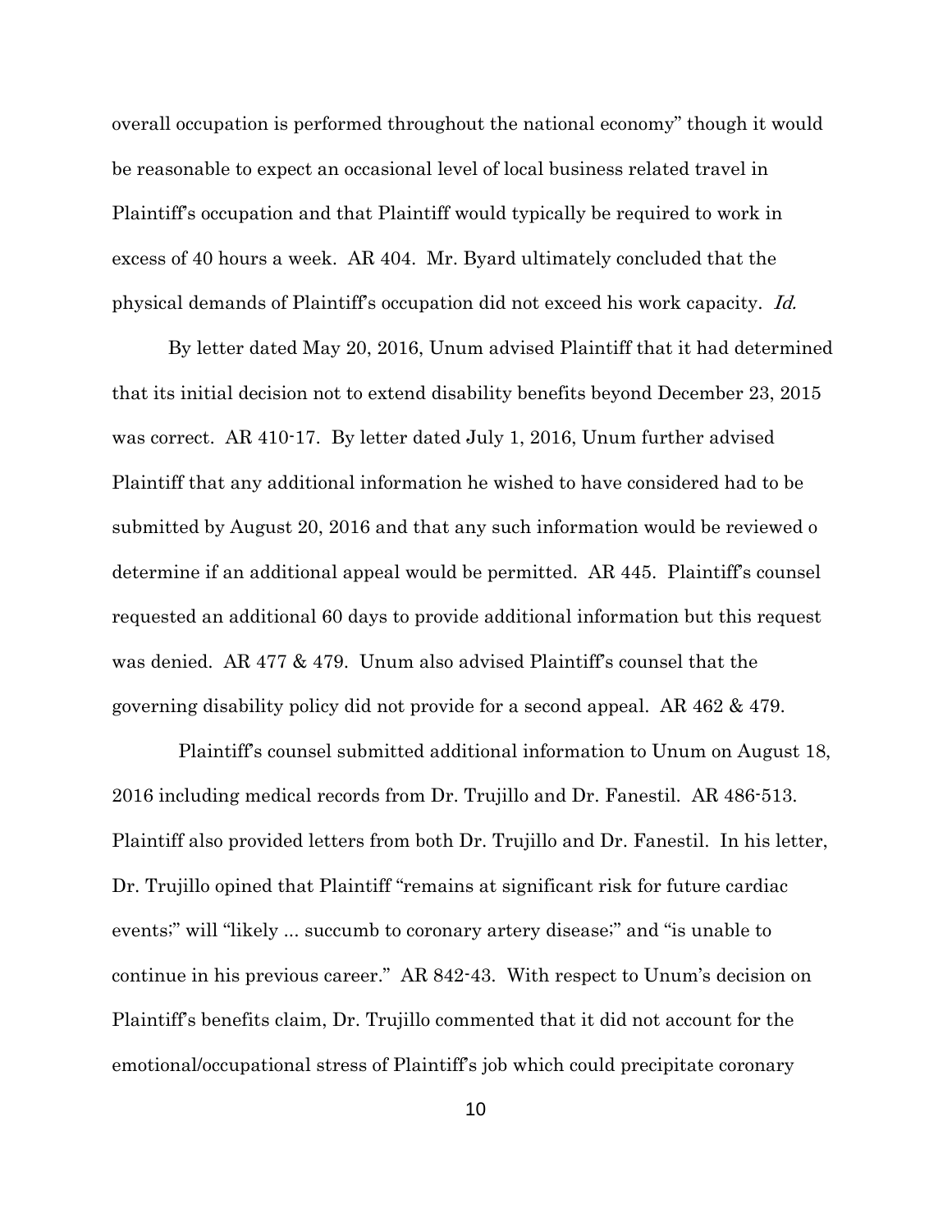overall occupation is performed throughout the national economy" though it would be reasonable to expect an occasional level of local business related travel in Plaintiff's occupation and that Plaintiff would typically be required to work in excess of 40 hours a week. AR 404. Mr. Byard ultimately concluded that the physical demands of Plaintiff's occupation did not exceed his work capacity. *Id.*

By letter dated May 20, 2016, Unum advised Plaintiff that it had determined that its initial decision not to extend disability benefits beyond December 23, 2015 was correct. AR 410-17. By letter dated July 1, 2016, Unum further advised Plaintiff that any additional information he wished to have considered had to be submitted by August 20, 2016 and that any such information would be reviewed o determine if an additional appeal would be permitted. AR 445. Plaintiff's counsel requested an additional 60 days to provide additional information but this request was denied. AR 477 & 479. Unum also advised Plaintiff's counsel that the governing disability policy did not provide for a second appeal. AR 462 & 479.

Plaintiff's counsel submitted additional information to Unum on August 18, 2016 including medical records from Dr. Trujillo and Dr. Fanestil. AR 486-513. Plaintiff also provided letters from both Dr. Trujillo and Dr. Fanestil. In his letter, Dr. Trujillo opined that Plaintiff "remains at significant risk for future cardiac events;" will "likely ... succumb to coronary artery disease;" and "is unable to continue in his previous career." AR 842-43. With respect to Unum's decision on Plaintiff's benefits claim, Dr. Trujillo commented that it did not account for the emotional/occupational stress of Plaintiff's job which could precipitate coronary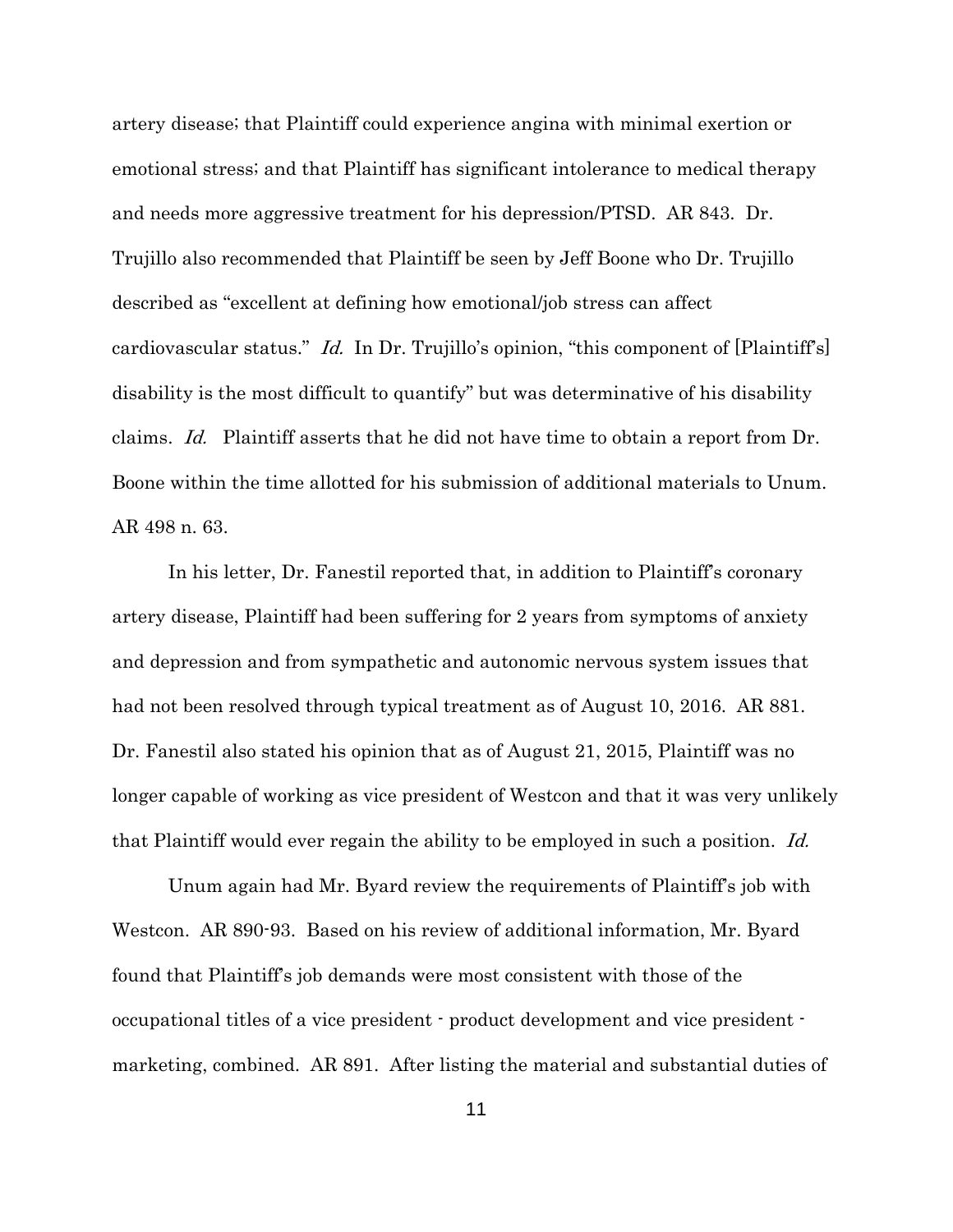artery disease; that Plaintiff could experience angina with minimal exertion or emotional stress; and that Plaintiff has significant intolerance to medical therapy and needs more aggressive treatment for his depression/PTSD. AR 843. Dr. Trujillo also recommended that Plaintiff be seen by Jeff Boone who Dr. Trujillo described as "excellent at defining how emotional/job stress can affect cardiovascular status." *Id.* In Dr. Trujillo's opinion, "this component of [Plaintiff's] disability is the most difficult to quantify" but was determinative of his disability claims. *Id.* Plaintiff asserts that he did not have time to obtain a report from Dr. Boone within the time allotted for his submission of additional materials to Unum. AR 498 n. 63.

In his letter, Dr. Fanestil reported that, in addition to Plaintiff's coronary artery disease, Plaintiff had been suffering for 2 years from symptoms of anxiety and depression and from sympathetic and autonomic nervous system issues that had not been resolved through typical treatment as of August 10, 2016. AR 881. Dr. Fanestil also stated his opinion that as of August 21, 2015, Plaintiff was no longer capable of working as vice president of Westcon and that it was very unlikely that Plaintiff would ever regain the ability to be employed in such a position. *Id.*

Unum again had Mr. Byard review the requirements of Plaintiff's job with Westcon. AR 890-93. Based on his review of additional information, Mr. Byard found that Plaintiff's job demands were most consistent with those of the occupational titles of a vice president - product development and vice president - marketing, combined. AR 891. After listing the material and substantial duties of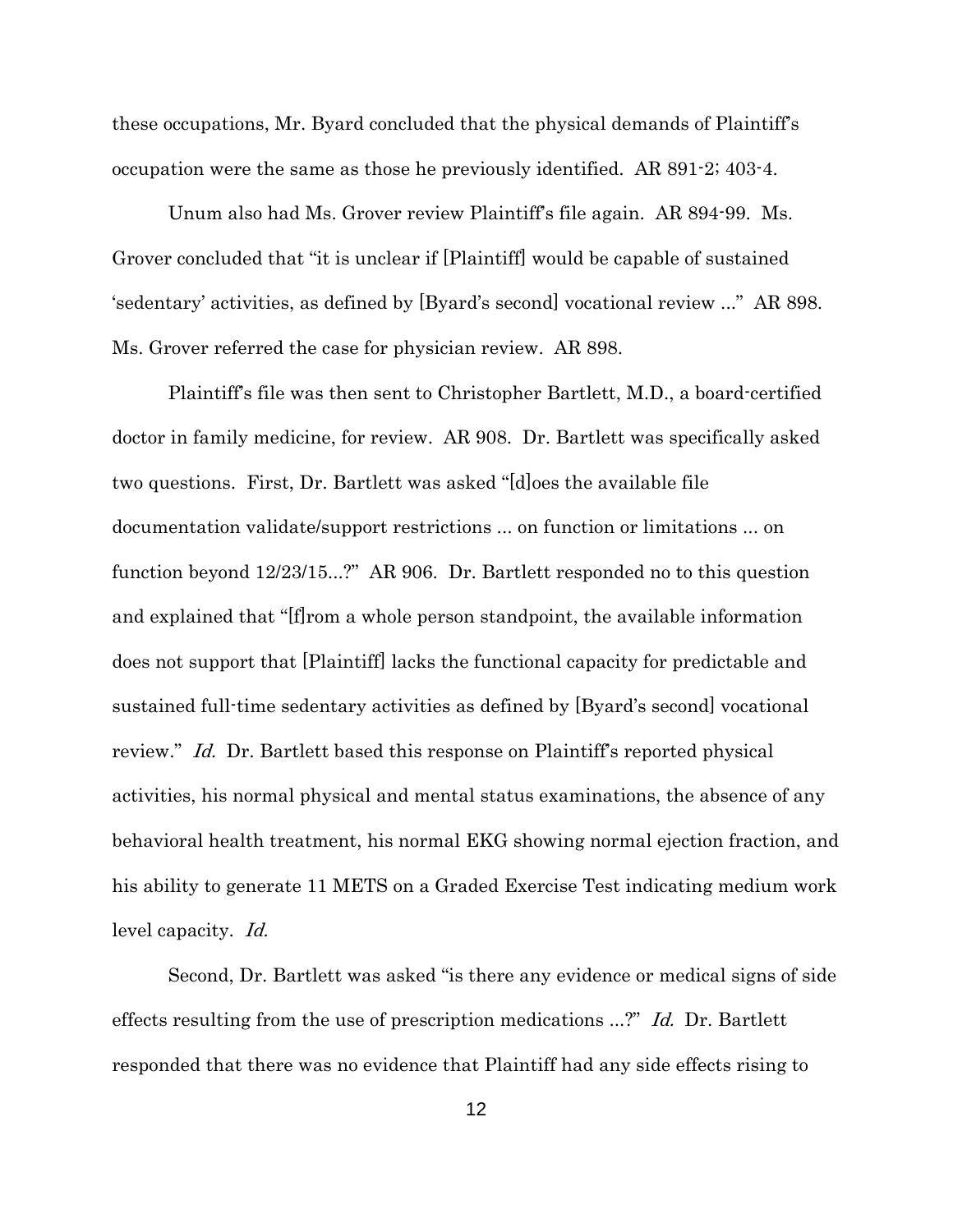these occupations, Mr. Byard concluded that the physical demands of Plaintiff's occupation were the same as those he previously identified. AR 891-2; 403-4.

Unum also had Ms. Grover review Plaintiff's file again. AR 894-99. Ms. Grover concluded that "it is unclear if [Plaintiff] would be capable of sustained 'sedentary' activities, as defined by [Byard's second] vocational review ..." AR 898. Ms. Grover referred the case for physician review. AR 898.

Plaintiff's file was then sent to Christopher Bartlett, M.D., a board-certified doctor in family medicine, for review. AR 908. Dr. Bartlett was specifically asked two questions. First, Dr. Bartlett was asked "[d]oes the available file documentation validate/support restrictions ... on function or limitations ... on function beyond 12/23/15...?" AR 906. Dr. Bartlett responded no to this question and explained that "[f]rom a whole person standpoint, the available information does not support that [Plaintiff] lacks the functional capacity for predictable and sustained full-time sedentary activities as defined by [Byard's second] vocational review." *Id.* Dr. Bartlett based this response on Plaintiff's reported physical activities, his normal physical and mental status examinations, the absence of any behavioral health treatment, his normal EKG showing normal ejection fraction, and his ability to generate 11 METS on a Graded Exercise Test indicating medium work level capacity. *Id.*

Second, Dr. Bartlett was asked "is there any evidence or medical signs of side effects resulting from the use of prescription medications ...?" *Id.* Dr. Bartlett responded that there was no evidence that Plaintiff had any side effects rising to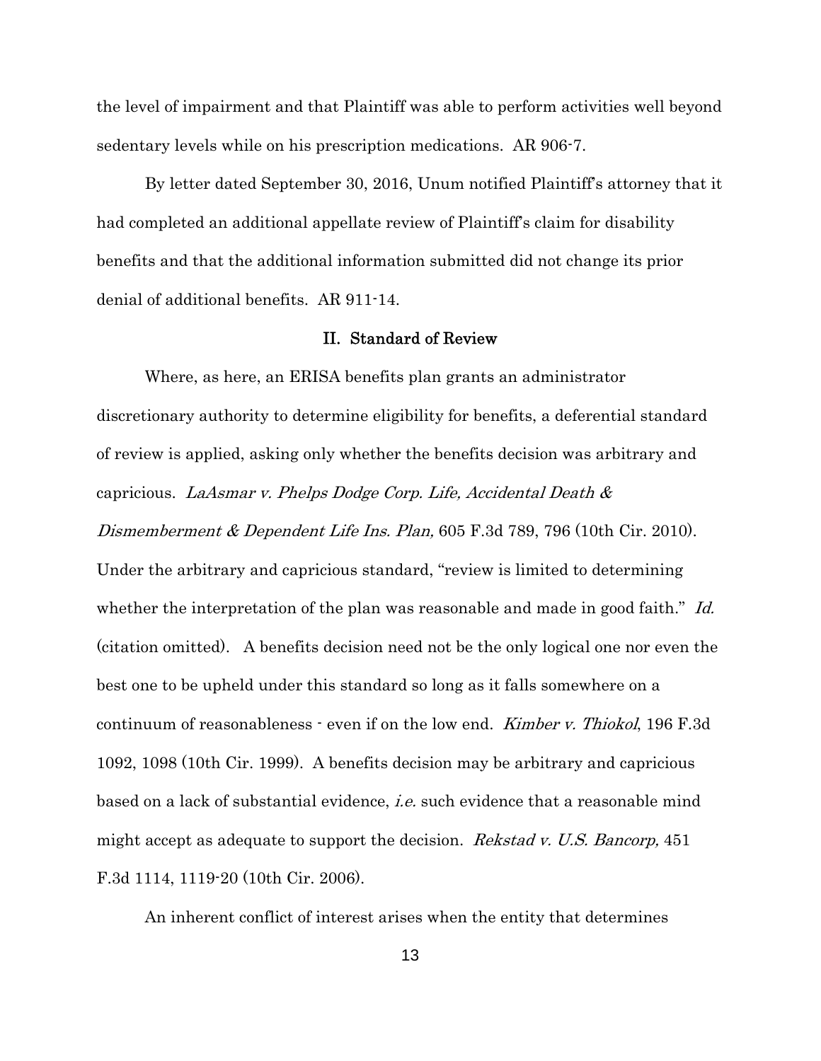the level of impairment and that Plaintiff was able to perform activities well beyond sedentary levels while on his prescription medications. AR 906-7.

By letter dated September 30, 2016, Unum notified Plaintiff's attorney that it had completed an additional appellate review of Plaintiff's claim for disability benefits and that the additional information submitted did not change its prior denial of additional benefits. AR 911-14.

## II. Standard of Review

Where, as here, an ERISA benefits plan grants an administrator discretionary authority to determine eligibility for benefits, a deferential standard of review is applied, asking only whether the benefits decision was arbitrary and capricious. *LaAsmar v. Phelps Dodge Corp. Life, Accidental Death & Dismemberment & Dependent Life Ins. Plan,* 605 F.3d 789, 796 (10th Cir. 2010). Under the arbitrary and capricious standard, "review is limited to determining whether the interpretation of the plan was reasonable and made in good faith." *Id.* (citation omitted). A benefits decision need not be the only logical one nor even the best one to be upheld under this standard so long as it falls somewhere on a continuum of reasonableness - even if on the low end. *Kimber v. Thiokol*, 196 F.3d 1092, 1098 (10th Cir. 1999). A benefits decision may be arbitrary and capricious based on a lack of substantial evidence, *i.e.* such evidence that a reasonable mind might accept as adequate to support the decision. *Rekstad v. U.S. Bancorp,* 451 F.3d 1114, 1119-20 (10th Cir. 2006).

An inherent conflict of interest arises when the entity that determines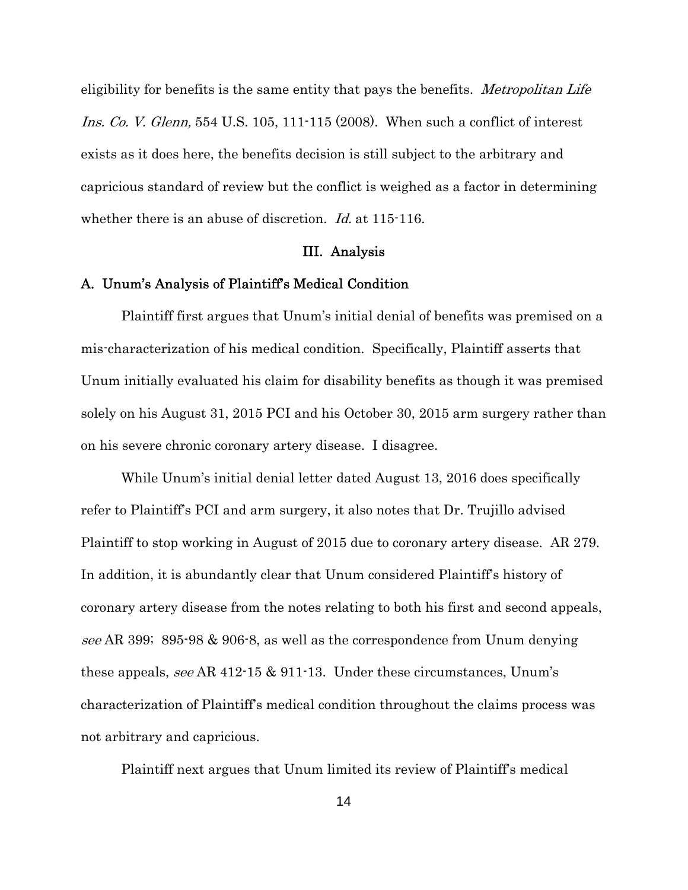eligibility for benefits is the same entity that pays the benefits. *Metropolitan Life Ins. Co. V. Glenn,* 554 U.S. 105, 111-115 (2008). When such a conflict of interest exists as it does here, the benefits decision is still subject to the arbitrary and capricious standard of review but the conflict is weighed as a factor in determining whether there is an abuse of discretion. *Id.* at 115-116.

## III. Analysis

### A. Unum's Analysis of Plaintiff's Medical Condition

Plaintiff first argues that Unum's initial denial of benefits was premised on a mis-characterization of his medical condition. Specifically, Plaintiff asserts that Unum initially evaluated his claim for disability benefits as though it was premised solely on his August 31, 2015 PCI and his October 30, 2015 arm surgery rather than on his severe chronic coronary artery disease. I disagree.

While Unum's initial denial letter dated August 13, 2016 does specifically refer to Plaintiff's PCI and arm surgery, it also notes that Dr. Trujillo advised Plaintiff to stop working in August of 2015 due to coronary artery disease. AR 279. In addition, it is abundantly clear that Unum considered Plaintiff's history of coronary artery disease from the notes relating to both his first and second appeals, *see* AR 399; 895-98 & 906-8, as well as the correspondence from Unum denying these appeals, *see* AR 412-15 & 911-13. Under these circumstances, Unum's characterization of Plaintiff's medical condition throughout the claims process was not arbitrary and capricious.

Plaintiff next argues that Unum limited its review of Plaintiff's medical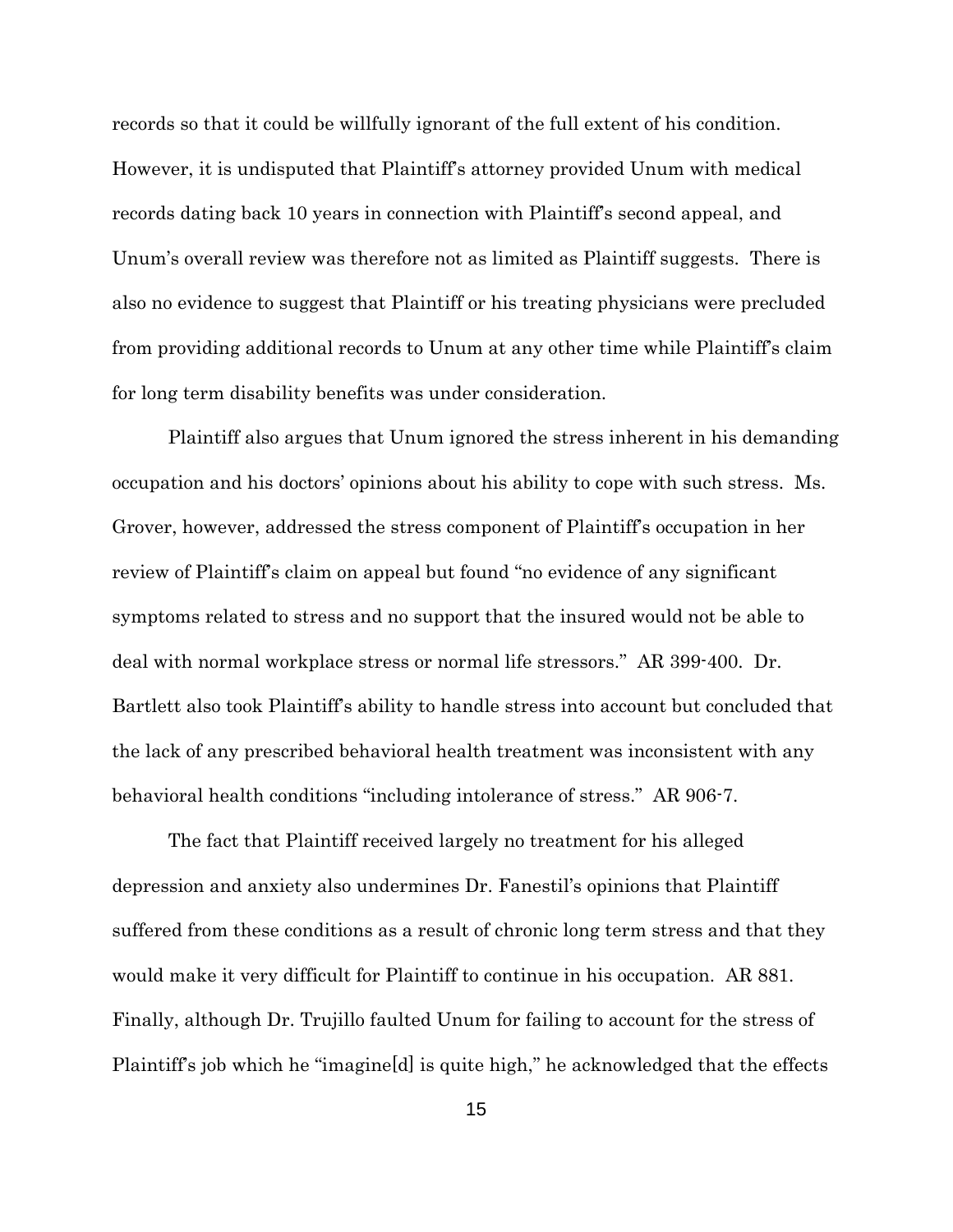records so that it could be willfully ignorant of the full extent of his condition. However, it is undisputed that Plaintiff's attorney provided Unum with medical records dating back 10 years in connection with Plaintiff's second appeal, and Unum's overall review was therefore not as limited as Plaintiff suggests. There is also no evidence to suggest that Plaintiff or his treating physicians were precluded from providing additional records to Unum at any other time while Plaintiff's claim for long term disability benefits was under consideration.

Plaintiff also argues that Unum ignored the stress inherent in his demanding occupation and his doctors' opinions about his ability to cope with such stress. Ms. Grover, however, addressed the stress component of Plaintiff's occupation in her review of Plaintiff's claim on appeal but found "no evidence of any significant symptoms related to stress and no support that the insured would not be able to deal with normal workplace stress or normal life stressors." AR 399-400. Dr. Bartlett also took Plaintiff's ability to handle stress into account but concluded that the lack of any prescribed behavioral health treatment was inconsistent with any behavioral health conditions "including intolerance of stress." AR 906-7.

The fact that Plaintiff received largely no treatment for his alleged depression and anxiety also undermines Dr. Fanestil's opinions that Plaintiff suffered from these conditions as a result of chronic long term stress and that they would make it very difficult for Plaintiff to continue in his occupation. AR 881. Finally, although Dr. Trujillo faulted Unum for failing to account for the stress of Plaintiff's job which he "imagine[d] is quite high," he acknowledged that the effects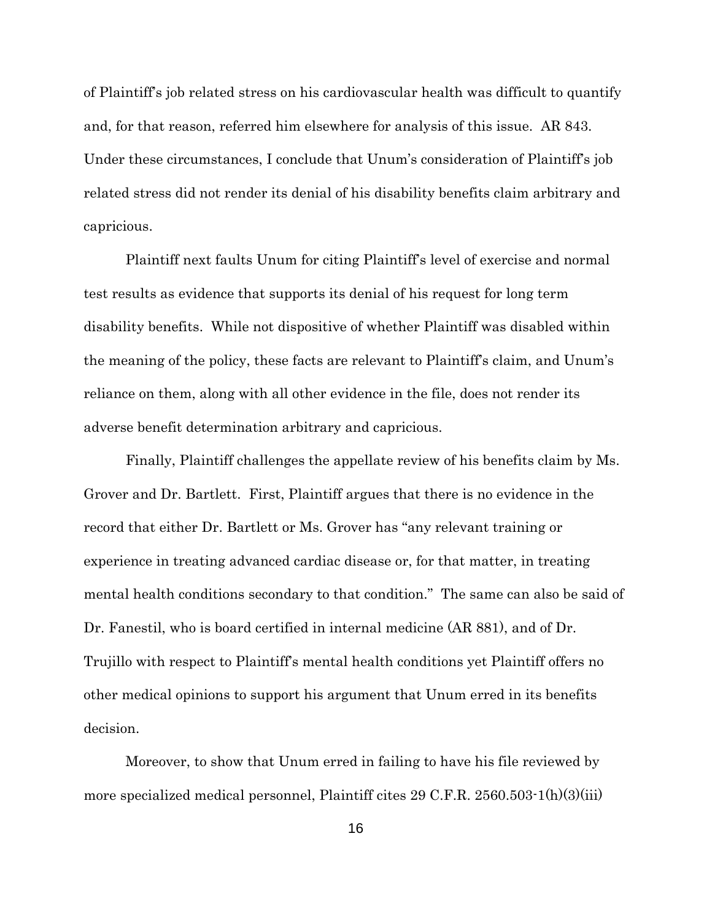of Plaintiff's job related stress on his cardiovascular health was difficult to quantify and, for that reason, referred him elsewhere for analysis of this issue. AR 843. Under these circumstances, I conclude that Unum's consideration of Plaintiff's job related stress did not render its denial of his disability benefits claim arbitrary and capricious.

Plaintiff next faults Unum for citing Plaintiff's level of exercise and normal test results as evidence that supports its denial of his request for long term disability benefits. While not dispositive of whether Plaintiff was disabled within the meaning of the policy, these facts are relevant to Plaintiff's claim, and Unum's reliance on them, along with all other evidence in the file, does not render its adverse benefit determination arbitrary and capricious.

Finally, Plaintiff challenges the appellate review of his benefits claim by Ms. Grover and Dr. Bartlett. First, Plaintiff argues that there is no evidence in the record that either Dr. Bartlett or Ms. Grover has "any relevant training or experience in treating advanced cardiac disease or, for that matter, in treating mental health conditions secondary to that condition." The same can also be said of Dr. Fanestil, who is board certified in internal medicine (AR 881), and of Dr. Trujillo with respect to Plaintiff's mental health conditions yet Plaintiff offers no other medical opinions to support his argument that Unum erred in its benefits decision.

Moreover, to show that Unum erred in failing to have his file reviewed by more specialized medical personnel, Plaintiff cites 29 C.F.R. 2560.503-1(h)(3)(iii)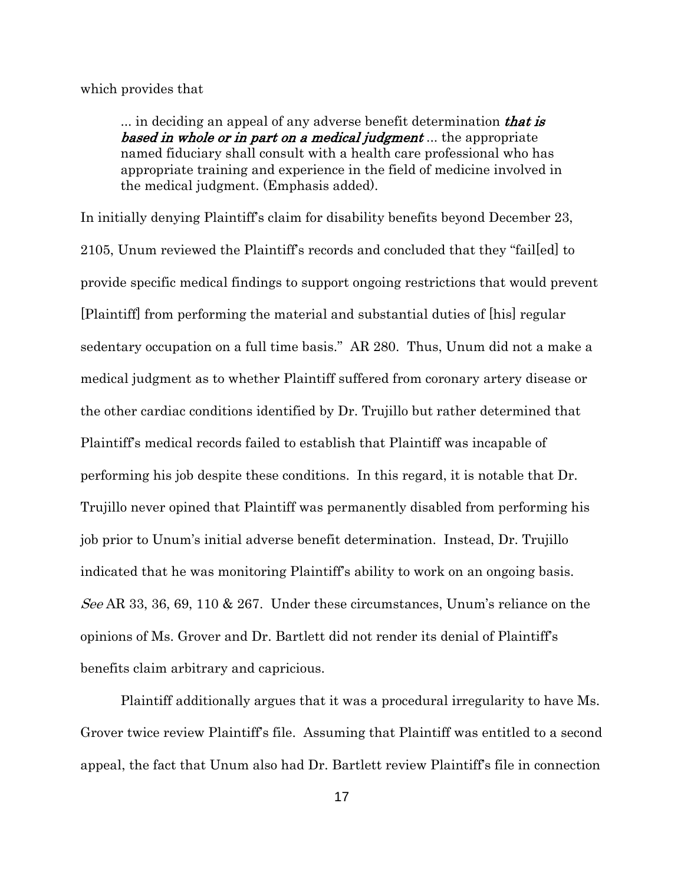which provides that

> ... in deciding an appeal of any adverse benefit determination ***that is based in whole or in part on a medical judgment*** ... the appropriate named fiduciary shall consult with a health care professional who has appropriate training and experience in the field of medicine involved in the medical judgment. (Emphasis added).

In initially denying Plaintiff's claim for disability benefits beyond December 23, 2105, Unum reviewed the Plaintiff's records and concluded that they "fail[ed] to provide specific medical findings to support ongoing restrictions that would prevent [Plaintiff] from performing the material and substantial duties of [his] regular sedentary occupation on a full time basis." AR 280. Thus, Unum did not a make a medical judgment as to whether Plaintiff suffered from coronary artery disease or the other cardiac conditions identified by Dr. Trujillo but rather determined that Plaintiff's medical records failed to establish that Plaintiff was incapable of performing his job despite these conditions. In this regard, it is notable that Dr. Trujillo never opined that Plaintiff was permanently disabled from performing his job prior to Unum's initial adverse benefit determination. Instead, Dr. Trujillo indicated that he was monitoring Plaintiff's ability to work on an ongoing basis. *See* AR 33, 36, 69, 110 & 267. Under these circumstances, Unum's reliance on the opinions of Ms. Grover and Dr. Bartlett did not render its denial of Plaintiff's benefits claim arbitrary and capricious.

Plaintiff additionally argues that it was a procedural irregularity to have Ms. Grover twice review Plaintiff's file. Assuming that Plaintiff was entitled to a second appeal, the fact that Unum also had Dr. Bartlett review Plaintiff's file in connection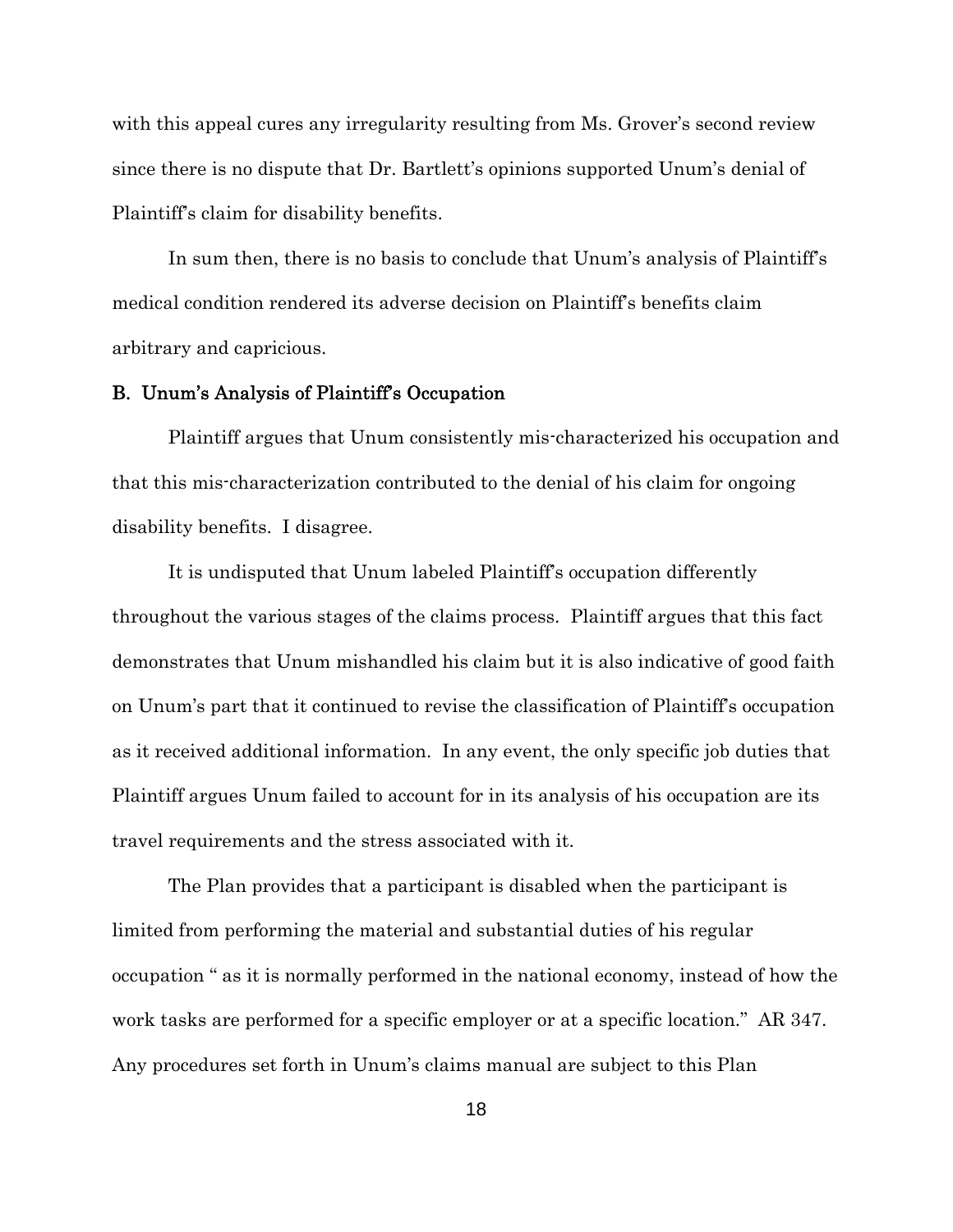with this appeal cures any irregularity resulting from Ms. Grover's second review since there is no dispute that Dr. Bartlett's opinions supported Unum's denial of Plaintiff's claim for disability benefits.

In sum then, there is no basis to conclude that Unum's analysis of Plaintiff's medical condition rendered its adverse decision on Plaintiff's benefits claim arbitrary and capricious.

### B. Unum's Analysis of Plaintiff's Occupation

Plaintiff argues that Unum consistently mis-characterized his occupation and that this mis-characterization contributed to the denial of his claim for ongoing disability benefits. I disagree.

It is undisputed that Unum labeled Plaintiff's occupation differently throughout the various stages of the claims process. Plaintiff argues that this fact demonstrates that Unum mishandled his claim but it is also indicative of good faith on Unum's part that it continued to revise the classification of Plaintiff's occupation as it received additional information. In any event, the only specific job duties that Plaintiff argues Unum failed to account for in its analysis of his occupation are its travel requirements and the stress associated with it.

The Plan provides that a participant is disabled when the participant is limited from performing the material and substantial duties of his regular occupation " as it is normally performed in the national economy, instead of how the work tasks are performed for a specific employer or at a specific location." AR 347. Any procedures set forth in Unum's claims manual are subject to this Plan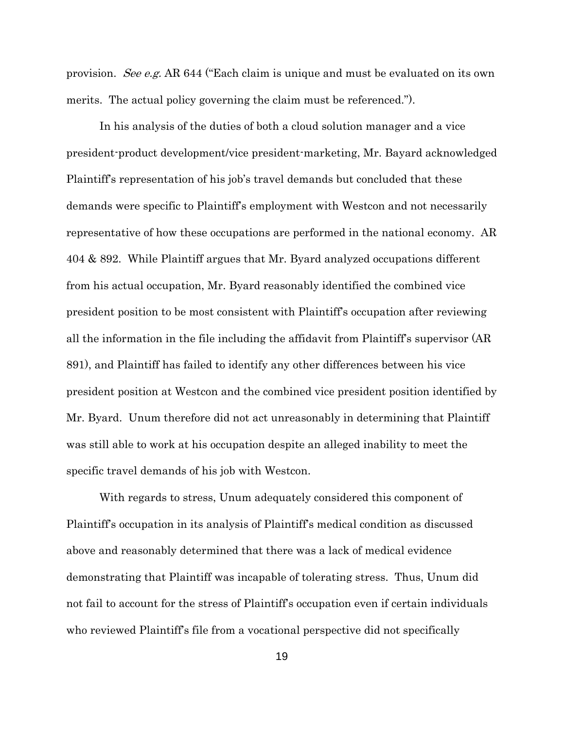provision. *See e.g.* AR 644 ("Each claim is unique and must be evaluated on its own merits. The actual policy governing the claim must be referenced.").

In his analysis of the duties of both a cloud solution manager and a vice president-product development/vice president-marketing, Mr. Bayard acknowledged Plaintiff's representation of his job's travel demands but concluded that these demands were specific to Plaintiff's employment with Westcon and not necessarily representative of how these occupations are performed in the national economy. AR 404 & 892. While Plaintiff argues that Mr. Byard analyzed occupations different from his actual occupation, Mr. Byard reasonably identified the combined vice president position to be most consistent with Plaintiff's occupation after reviewing all the information in the file including the affidavit from Plaintiff's supervisor (AR 891), and Plaintiff has failed to identify any other differences between his vice president position at Westcon and the combined vice president position identified by Mr. Byard. Unum therefore did not act unreasonably in determining that Plaintiff was still able to work at his occupation despite an alleged inability to meet the specific travel demands of his job with Westcon.

With regards to stress, Unum adequately considered this component of Plaintiff's occupation in its analysis of Plaintiff's medical condition as discussed above and reasonably determined that there was a lack of medical evidence demonstrating that Plaintiff was incapable of tolerating stress. Thus, Unum did not fail to account for the stress of Plaintiff's occupation even if certain individuals who reviewed Plaintiff's file from a vocational perspective did not specifically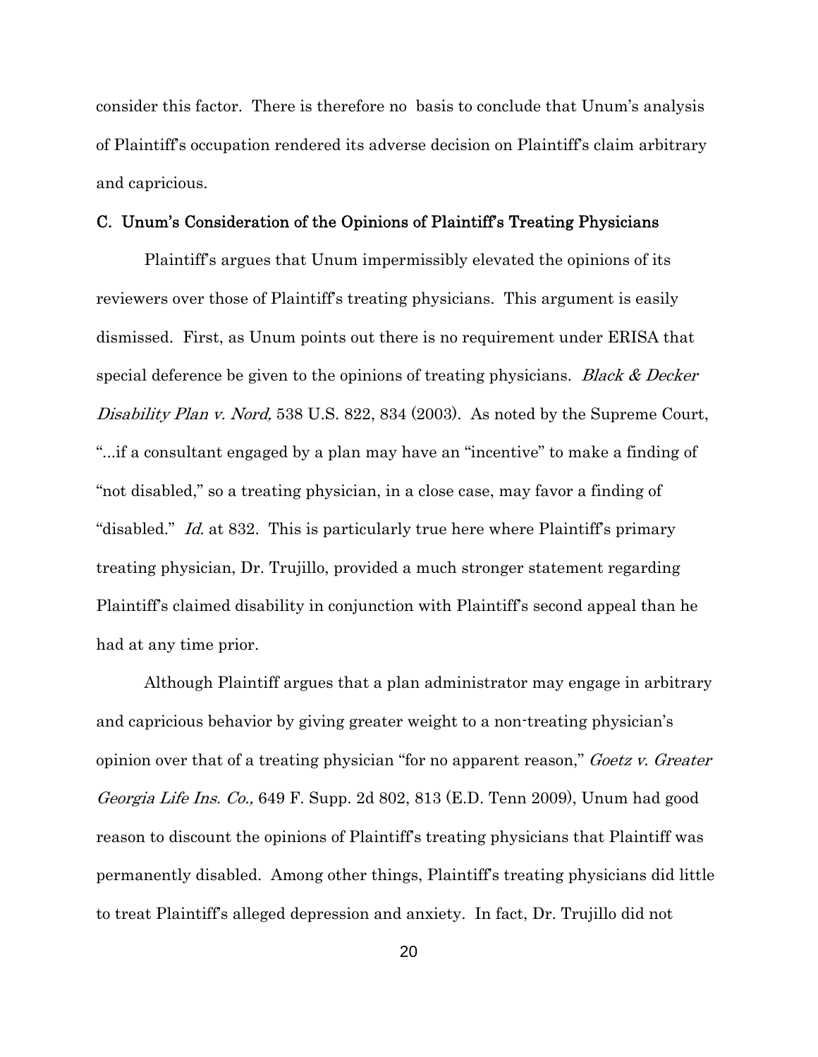consider this factor. There is therefore no basis to conclude that Unum's analysis of Plaintiff's occupation rendered its adverse decision on Plaintiff's claim arbitrary and capricious.

### C. Unum's Consideration of the Opinions of Plaintiff's Treating Physicians

Plaintiff's argues that Unum impermissibly elevated the opinions of its reviewers over those of Plaintiff's treating physicians. This argument is easily dismissed. First, as Unum points out there is no requirement under ERISA that special deference be given to the opinions of treating physicians. *Black & Decker Disability Plan v. Nord,* 538 U.S. 822, 834 (2003). As noted by the Supreme Court, "...if a consultant engaged by a plan may have an "incentive" to make a finding of "not disabled," so a treating physician, in a close case, may favor a finding of "disabled." *Id.* at 832. This is particularly true here where Plaintiff's primary treating physician, Dr. Trujillo, provided a much stronger statement regarding Plaintiff's claimed disability in conjunction with Plaintiff's second appeal than he had at any time prior.

Although Plaintiff argues that a plan administrator may engage in arbitrary and capricious behavior by giving greater weight to a non-treating physician's opinion over that of a treating physician "for no apparent reason," *Goetz v. Greater Georgia Life Ins. Co.,* 649 F. Supp. 2d 802, 813 (E.D. Tenn 2009), Unum had good reason to discount the opinions of Plaintiff's treating physicians that Plaintiff was permanently disabled. Among other things, Plaintiff's treating physicians did little to treat Plaintiff's alleged depression and anxiety. In fact, Dr. Trujillo did not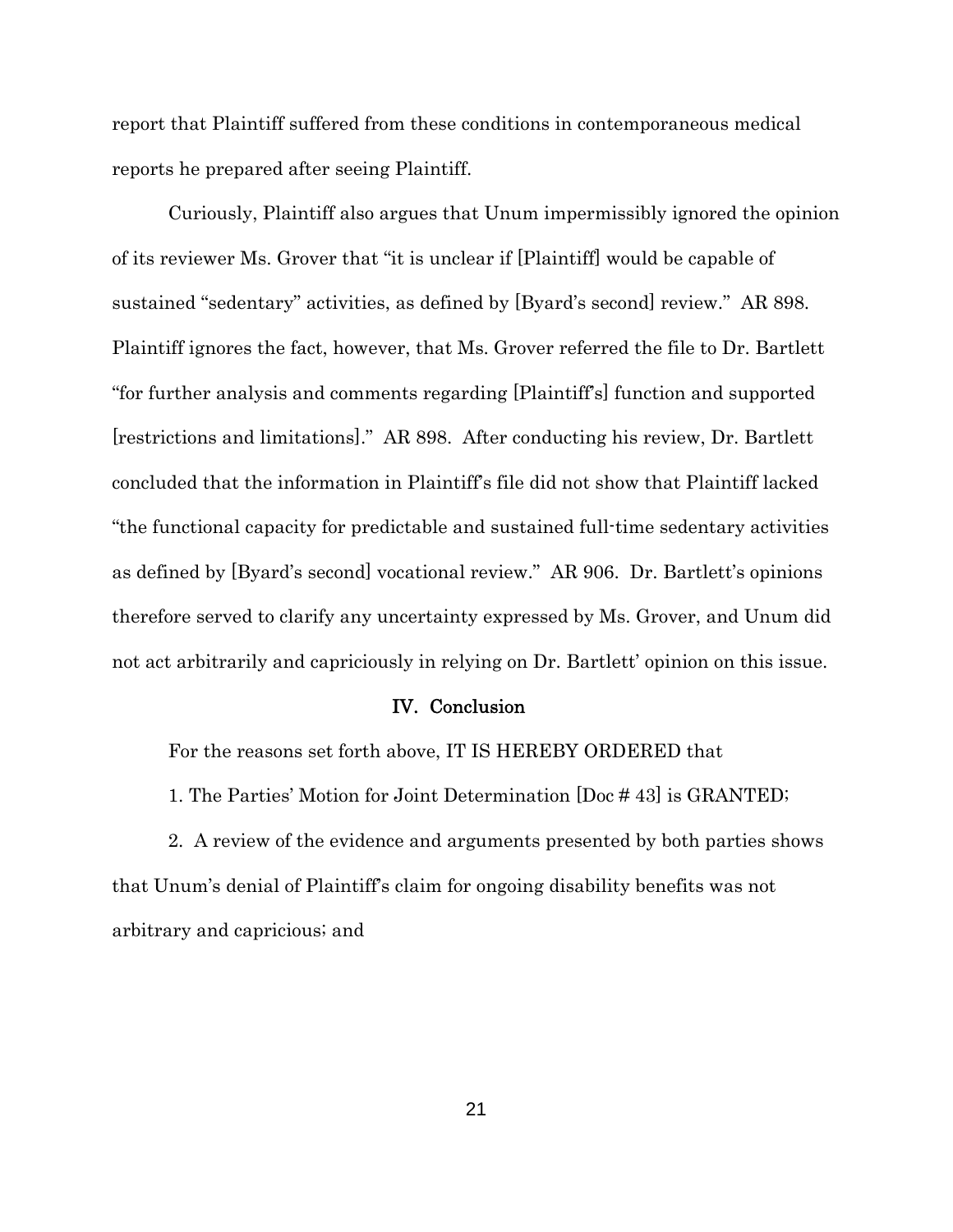report that Plaintiff suffered from these conditions in contemporaneous medical reports he prepared after seeing Plaintiff.

Curiously, Plaintiff also argues that Unum impermissibly ignored the opinion of its reviewer Ms. Grover that "it is unclear if [Plaintiff] would be capable of sustained "sedentary" activities, as defined by [Byard's second] review." AR 898. Plaintiff ignores the fact, however, that Ms. Grover referred the file to Dr. Bartlett "for further analysis and comments regarding [Plaintiff's] function and supported [restrictions and limitations]." AR 898. After conducting his review, Dr. Bartlett concluded that the information in Plaintiff's file did not show that Plaintiff lacked "the functional capacity for predictable and sustained full-time sedentary activities as defined by [Byard's second] vocational review." AR 906. Dr. Bartlett's opinions therefore served to clarify any uncertainty expressed by Ms. Grover, and Unum did not act arbitrarily and capriciously in relying on Dr. Bartlett' opinion on this issue.

## IV. Conclusion

For the reasons set forth above, IT IS HEREBY ORDERED that

1. The Parties' Motion for Joint Determination [Doc # 43] is GRANTED;

2. A review of the evidence and arguments presented by both parties shows that Unum's denial of Plaintiff's claim for ongoing disability benefits was not arbitrary and capricious; and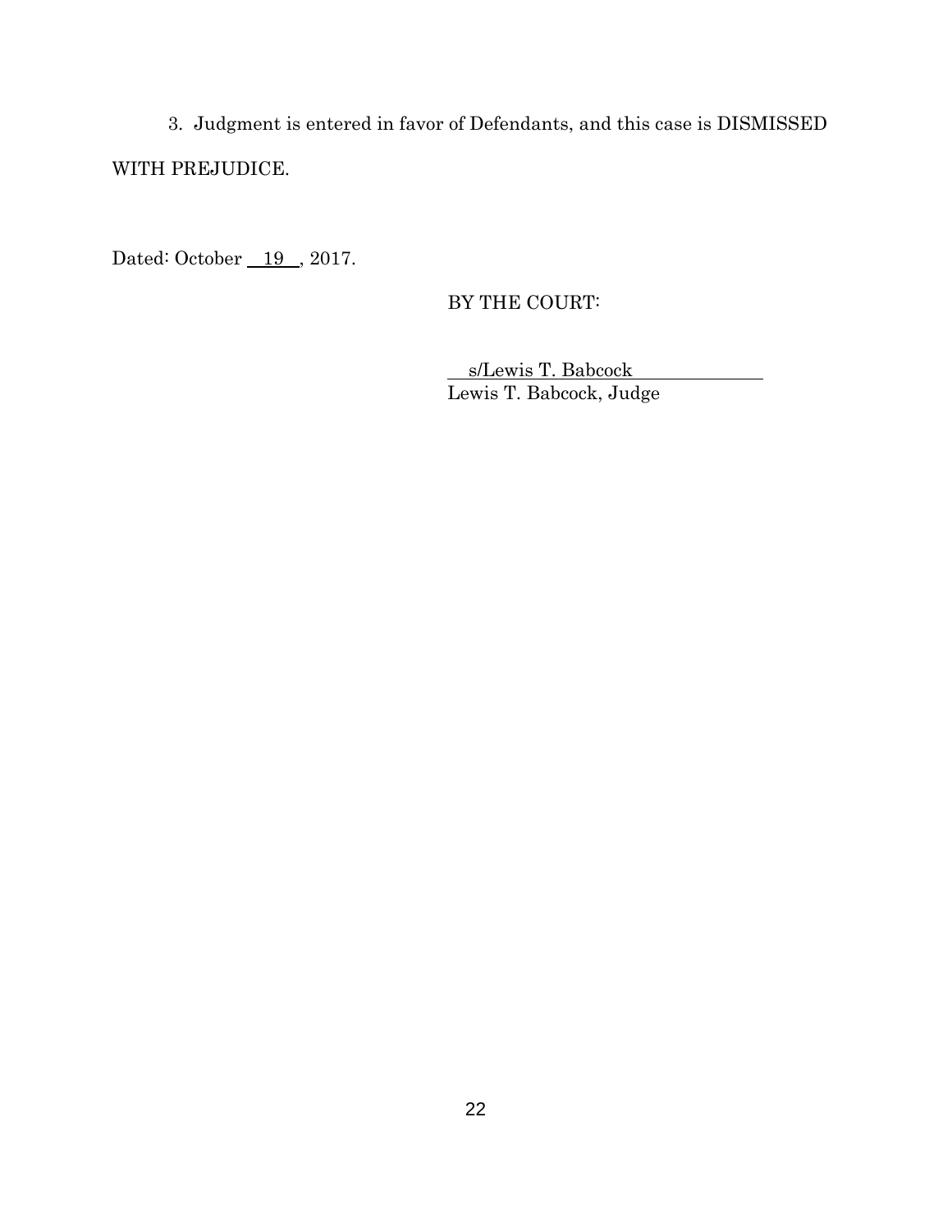3. Judgment is entered in favor of Defendants, and this case is DISMISSED WITH PREJUDICE.

Dated: October 19, 2017.

BY THE COURT:

s/Lewis T. Babcock
Lewis T. Babcock, Judge